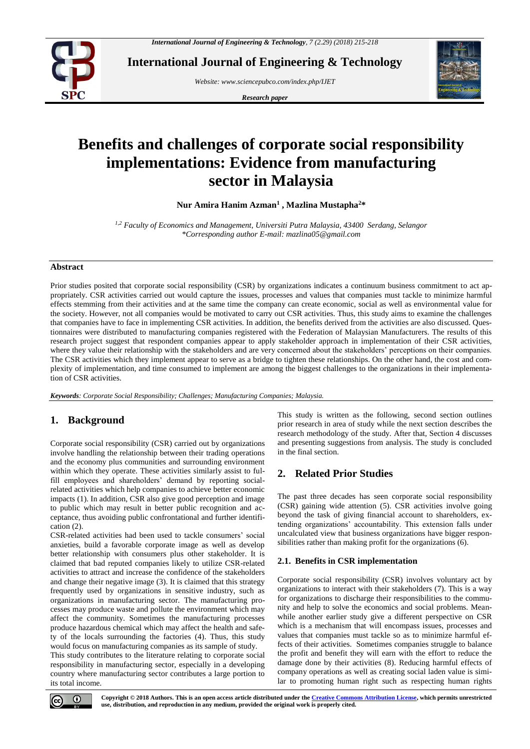# Benefits and challenges of corporate social responsibility implementations: Evidence from manufacturing sector in Malaysia

**Nur Amira Hanim Azman[1] , Mazlina Mustapha[2]***

*[1,2] Faculty of Economics and Management, Universiti Putra Malaysia, 43400 Serdang, Selangor*
*\*Corresponding author E-mail: mazlina05@gmail.com*

## Abstract

Prior studies posited that corporate social responsibility (CSR) by organizations indicates a continuum business commitment to act appropriately. CSR activities carried out would capture the issues, processes and values that companies must tackle to minimize harmful effects stemming from their activities and at the same time the company can create economic, social as well as environmental value for the society. However, not all companies would be motivated to carry out CSR activities. Thus, this study aims to examine the challenges that companies have to face in implementing CSR activities. In addition, the benefits derived from the activities are also discussed. Questionnaires were distributed to manufacturing companies registered with the Federation of Malaysian Manufacturers. The results of this research project suggest that respondent companies appear to apply stakeholder approach in implementation of their CSR activities, where they value their relationship with the stakeholders and are very concerned about the stakeholders' perceptions on their companies. The CSR activities which they implement appear to serve as a bridge to tighten these relationships. On the other hand, the cost and complexity of implementation, and time consumed to implement are among the biggest challenges to the organizations in their implementation of CSR activities.

***Keywords**: Corporate Social Responsibility; Challenges; Manufacturing Companies; Malaysia.*

## 1. Background

Corporate social responsibility (CSR) carried out by organizations involve handling the relationship between their trading operations and the economy plus communities and surrounding environment within which they operate. These activities similarly assist to fulfill employees and shareholders' demand by reporting social-related activities which help companies to achieve better economic impacts (1). In addition, CSR also give good perception and image to public which may result in better public recognition and acceptance, thus avoiding public confrontational and further identification (2).

CSR-related activities had been used to tackle consumers' social anxieties, build a favorable corporate image as well as develop better relationship with consumers plus other stakeholder. It is claimed that bad reputed companies likely to utilize CSR-related activities to attract and increase the confidence of the stakeholders and change their negative image (3). It is claimed that this strategy frequently used by organizations in sensitive industry, such as organizations in manufacturing sector. The manufacturing processes may produce waste and pollute the environment which may affect the community. Sometimes the manufacturing processes produce hazardous chemical which may affect the health and safety of the locals surrounding the factories (4). Thus, this study would focus on manufacturing companies as its sample of study.

This study contributes to the literature relating to corporate social responsibility in manufacturing sector, especially in a developing country where manufacturing sector contributes a large portion to its total income.

This study is written as the following, second section outlines prior research in area of study while the next section describes the research methodology of the study. After that, Section 4 discusses and presenting suggestions from analysis. The study is concluded in the final section.

## 2. Related Prior Studies

The past three decades has seen corporate social responsibility (CSR) gaining wide attention (5). CSR activities involve going beyond the task of giving financial account to shareholders, extending organizations' accountability. This extension falls under uncalculated view that business organizations have bigger responsibilities rather than making profit for the organizations (6).

### 2.1. Benefits in CSR implementation

Corporate social responsibility (CSR) involves voluntary act by organizations to interact with their stakeholders (7). This is a way for organizations to discharge their responsibilities to the community and help to solve the economics and social problems. Meanwhile another earlier study give a different perspective on CSR which is a mechanism that will encompass issues, processes and values that companies must tackle so as to minimize harmful effects of their activities. Sometimes companies struggle to balance the profit and benefit they will earn with the effort to reduce the damage done by their activities (8). Reducing harmful effects of company operations as well as creating social laden value is similar to promoting human right such as respecting human rights

**Copyright © 2018 Authors. This is an open access article distributed under the Creative Commons Attribution License, which permits unrestricted use, distribution, and reproduction in any medium, provided the original work is properly cited.**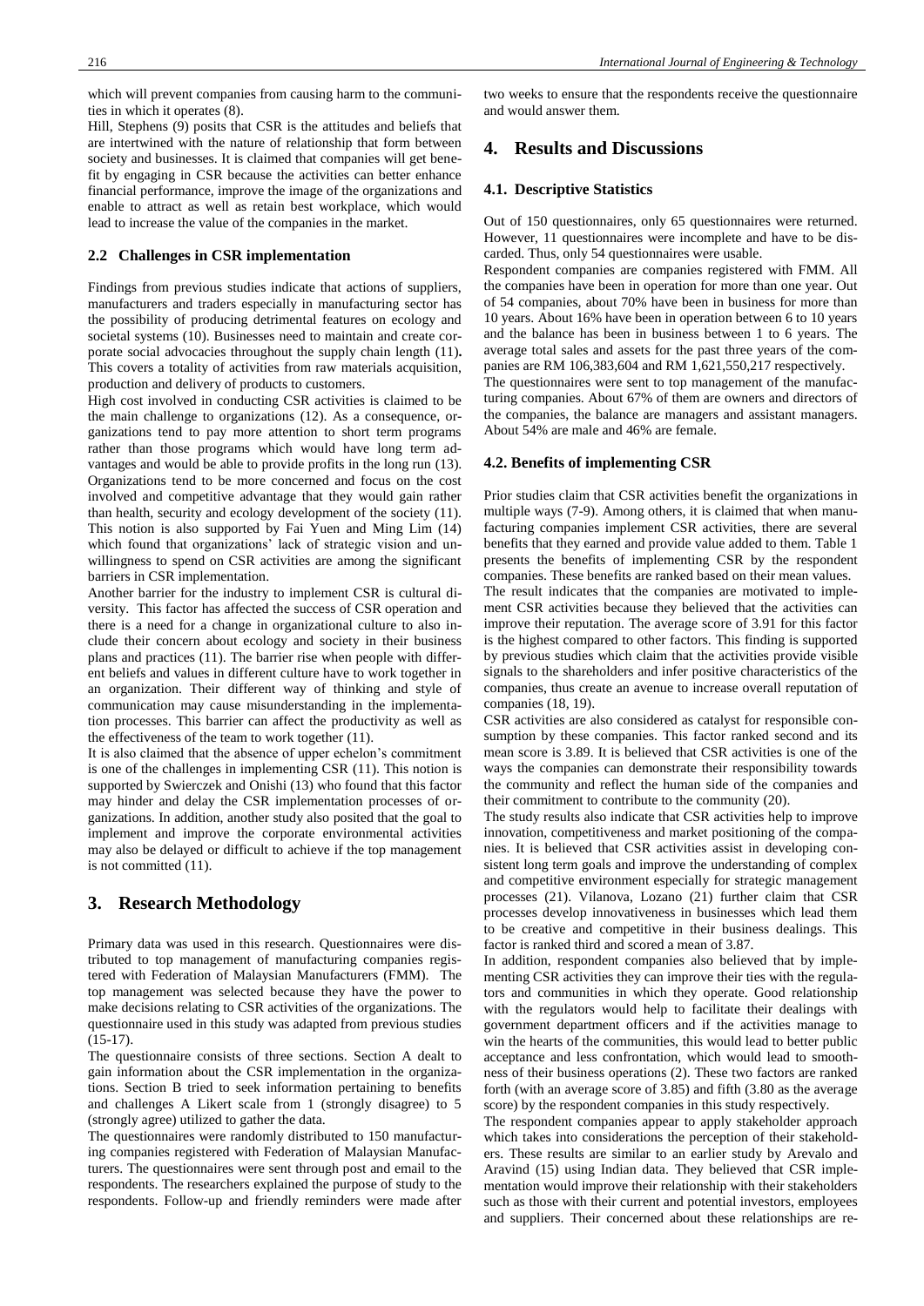which will prevent companies from causing harm to the communities in which it operates (8).

Hill, Stephens (9) posits that CSR is the attitudes and beliefs that are intertwined with the nature of relationship that form between society and businesses. It is claimed that companies will get benefit by engaging in CSR because the activities can better enhance financial performance, improve the image of the organizations and enable to attract as well as retain best workplace, which would lead to increase the value of the companies in the market.

### 2.2 Challenges in CSR implementation

Findings from previous studies indicate that actions of suppliers, manufacturers and traders especially in manufacturing sector has the possibility of producing detrimental features on ecology and societal systems (10). Businesses need to maintain and create corporate social advocacies throughout the supply chain length (11). This covers a totality of activities from raw materials acquisition, production and delivery of products to customers.

High cost involved in conducting CSR activities is claimed to be the main challenge to organizations (12). As a consequence, organizations tend to pay more attention to short term programs rather than those programs which would have long term advantages and would be able to provide profits in the long run (13). Organizations tend to be more concerned and focus on the cost involved and competitive advantage that they would gain rather than health, security and ecology development of the society (11). This notion is also supported by Fai Yuen and Ming Lim (14) which found that organizations' lack of strategic vision and unwillingness to spend on CSR activities are among the significant barriers in CSR implementation.

Another barrier for the industry to implement CSR is cultural diversity. This factor has affected the success of CSR operation and there is a need for a change in organizational culture to also include their concern about ecology and society in their business plans and practices (11). The barrier rise when people with different beliefs and values in different culture have to work together in an organization. Their different way of thinking and style of communication may cause misunderstanding in the implementation processes. This barrier can affect the productivity as well as the effectiveness of the team to work together (11).

It is also claimed that the absence of upper echelon's commitment is one of the challenges in implementing CSR (11). This notion is supported by Swierczek and Onishi (13) who found that this factor may hinder and delay the CSR implementation processes of organizations. In addition, another study also posited that the goal to implement and improve the corporate environmental activities may also be delayed or difficult to achieve if the top management is not committed (11).

## 3. Research Methodology

Primary data was used in this research. Questionnaires were distributed to top management of manufacturing companies registered with Federation of Malaysian Manufacturers (FMM). The top management was selected because they have the power to make decisions relating to CSR activities of the organizations. The questionnaire used in this study was adapted from previous studies (15-17).

The questionnaire consists of three sections. Section A dealt to gain information about the CSR implementation in the organizations. Section B tried to seek information pertaining to benefits and challenges A Likert scale from 1 (strongly disagree) to 5 (strongly agree) utilized to gather the data.

The questionnaires were randomly distributed to 150 manufacturing companies registered with Federation of Malaysian Manufacturers. The questionnaires were sent through post and email to the respondents. The researchers explained the purpose of study to the respondents. Follow-up and friendly reminders were made after two weeks to ensure that the respondents receive the questionnaire and would answer them.

## 4. Results and Discussions

### 4.1. Descriptive Statistics

Out of 150 questionnaires, only 65 questionnaires were returned. However, 11 questionnaires were incomplete and have to be discarded. Thus, only 54 questionnaires were usable.

Respondent companies are companies registered with FMM. All the companies have been in operation for more than one year. Out of 54 companies, about 70% have been in business for more than 10 years. About 16% have been in operation between 6 to 10 years and the balance has been in business between 1 to 6 years. The average total sales and assets for the past three years of the companies are RM 106,383,604 and RM 1,621,550,217 respectively.

The questionnaires were sent to top management of the manufacturing companies. About 67% of them are owners and directors of the companies, the balance are managers and assistant managers. About 54% are male and 46% are female.

### 4.2. Benefits of implementing CSR

Prior studies claim that CSR activities benefit the organizations in multiple ways (7-9). Among others, it is claimed that when manufacturing companies implement CSR activities, there are several benefits that they earned and provide value added to them. Table 1 presents the benefits of implementing CSR by the respondent companies. These benefits are ranked based on their mean values.

The result indicates that the companies are motivated to implement CSR activities because they believed that the activities can improve their reputation. The average score of 3.91 for this factor is the highest compared to other factors. This finding is supported by previous studies which claim that the activities provide visible signals to the shareholders and infer positive characteristics of the companies, thus create an avenue to increase overall reputation of companies (18, 19).

CSR activities are also considered as catalyst for responsible consumption by these companies. This factor ranked second and its mean score is 3.89. It is believed that CSR activities is one of the ways the companies can demonstrate their responsibility towards the community and reflect the human side of the companies and their commitment to contribute to the community (20).

The study results also indicate that CSR activities help to improve innovation, competitiveness and market positioning of the companies. It is believed that CSR activities assist in developing consistent long term goals and improve the understanding of complex and competitive environment especially for strategic management processes (21). Vilanova, Lozano (21) further claim that CSR processes develop innovativeness in businesses which lead them to be creative and competitive in their business dealings. This factor is ranked third and scored a mean of 3.87.

In addition, respondent companies also believed that by implementing CSR activities they can improve their ties with the regulators and communities in which they operate. Good relationship with the regulators would help to facilitate their dealings with government department officers and if the activities manage to win the hearts of the communities, this would lead to better public acceptance and less confrontation, which would lead to smoothness of their business operations (2). These two factors are ranked forth (with an average score of 3.85) and fifth (3.80 as the average score) by the respondent companies in this study respectively.

The respondent companies appear to apply stakeholder approach which takes into considerations the perception of their stakeholders. These results are similar to an earlier study by Arevalo and Aravind (15) using Indian data. They believed that CSR implementation would improve their relationship with their stakeholders such as those with their current and potential investors, employees and suppliers. Their concerned about these relationships are re-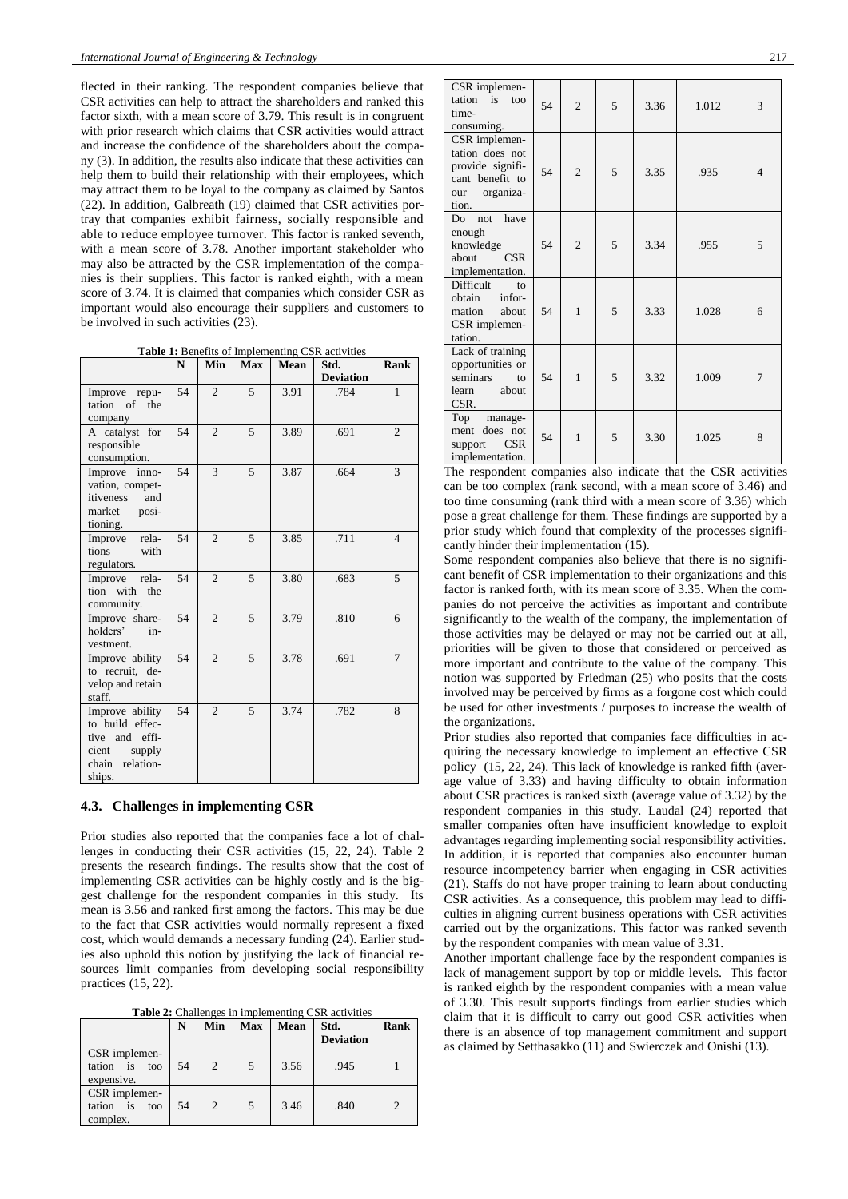flected in their ranking. The respondent companies believe that CSR activities can help to attract the shareholders and ranked this factor sixth, with a mean score of 3.79. This result is in congruent with prior research which claims that CSR activities would attract and increase the confidence of the shareholders about the company (3). In addition, the results also indicate that these activities can help them to build their relationship with their employees, which may attract them to be loyal to the company as claimed by Santos (22). In addition, Galbreath (19) claimed that CSR activities portray that companies exhibit fairness, socially responsible and able to reduce employee turnover. This factor is ranked seventh, with a mean score of 3.78. Another important stakeholder who may also be attracted by the CSR implementation of the companies is their suppliers. This factor is ranked eighth, with a mean score of 3.74. It is claimed that companies which consider CSR as important would also encourage their suppliers and customers to be involved in such activities (23).

**Table 1:** Benefits of Implementing CSR activities

| | N | Min | Max | Mean | Std. Deviation | Rank |
|---|---|---|---|---|---|---|
| Improve reputation of the company | 54 | 2 | 5 | 3.91 | .784 | 1 |
| A catalyst for responsible consumption. | 54 | 2 | 5 | 3.89 | .691 | 2 |
| Improve innovation, competitiveness and market positioning. | 54 | 3 | 5 | 3.87 | .664 | 3 |
| Improve relations with regulators. | 54 | 2 | 5 | 3.85 | .711 | 4 |
| Improve relation with the community. | 54 | 2 | 5 | 3.80 | .683 | 5 |
| Improve shareholders' investment. | 54 | 2 | 5 | 3.79 | .810 | 6 |
| Improve ability to recruit, develop and retain staff. | 54 | 2 | 5 | 3.78 | .691 | 7 |
| Improve ability to build effective and efficient supply chain relationships. | 54 | 2 | 5 | 3.74 | .782 | 8 |

### 4.3. Challenges in implementing CSR

Prior studies also reported that the companies face a lot of challenges in conducting their CSR activities (15, 22, 24). Table 2 presents the research findings. The results show that the cost of implementing CSR activities can be highly costly and is the biggest challenge for the respondent companies in this study. Its mean is 3.56 and ranked first among the factors. This may be due to the fact that CSR activities would normally represent a fixed cost, which would demands a necessary funding (24). Earlier studies also uphold this notion by justifying the lack of financial resources limit companies from developing social responsibility practices (15, 22).

**Table 2:** Challenges in implementing CSR activities

| | N | Min | Max | Mean | Std. Deviation | Rank |
|---|---|---|---|---|---|---|
| CSR implementation is too expensive. | 54 | 2 | 5 | 3.56 | .945 | 1 |
| CSR implementation is too complex. | 54 | 2 | 5 | 3.46 | .840 | 2 |
| CSR implementation is too time-consuming. | 54 | 2 | 5 | 3.36 | 1.012 | 3 |
| CSR implementation does not provide significant benefit to our organization. | 54 | 2 | 5 | 3.35 | .935 | 4 |
| Do not have enough knowledge about CSR implementation. | 54 | 2 | 5 | 3.34 | .955 | 5 |
| Difficult to obtain information about CSR implementation. | 54 | 1 | 5 | 3.33 | 1.028 | 6 |
| Lack of training opportunities or seminars to learn about CSR. | 54 | 1 | 5 | 3.32 | 1.009 | 7 |
| Top management does not support CSR implementation. | 54 | 1 | 5 | 3.30 | 1.025 | 8 |

The respondent companies also indicate that the CSR activities can be too complex (rank second, with a mean score of 3.46) and too time consuming (rank third with a mean score of 3.36) which pose a great challenge for them. These findings are supported by a prior study which found that complexity of the processes significantly hinder their implementation (15).

Some respondent companies also believe that there is no significant benefit of CSR implementation to their organizations and this factor is ranked forth, with its mean score of 3.35. When the companies do not perceive the activities as important and contribute significantly to the wealth of the company, the implementation of those activities may be delayed or may not be carried out at all, priorities will be given to those that considered or perceived as more important and contribute to the value of the company. This notion was supported by Friedman (25) who posits that the costs involved may be perceived by firms as a forgone cost which could be used for other investments / purposes to increase the wealth of the organizations.

Prior studies also reported that companies face difficulties in acquiring the necessary knowledge to implement an effective CSR policy (15, 22, 24). This lack of knowledge is ranked fifth (average value of 3.33) and having difficulty to obtain information about CSR practices is ranked sixth (average value of 3.32) by the respondent companies in this study. Laudal (24) reported that smaller companies often have insufficient knowledge to exploit advantages regarding implementing social responsibility activities. In addition, it is reported that companies also encounter human resource incompetency barrier when engaging in CSR activities (21). Staffs do not have proper training to learn about conducting CSR activities. As a consequence, this problem may lead to difficulties in aligning current business operations with CSR activities carried out by the organizations. This factor was ranked seventh by the respondent companies with mean value of 3.31.

Another important challenge face by the respondent companies is lack of management support by top or middle levels. This factor is ranked eighth by the respondent companies with a mean value of 3.30. This result supports findings from earlier studies which claim that it is difficult to carry out good CSR activities when there is an absence of top management commitment and support as claimed by Setthasakko (11) and Swierczek and Onishi (13).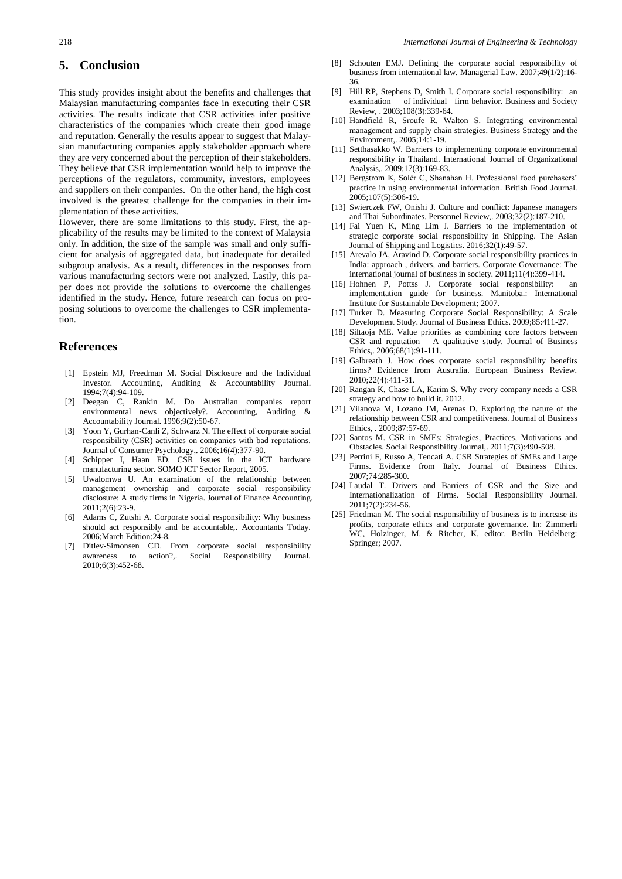## 5. Conclusion

This study provides insight about the benefits and challenges that Malaysian manufacturing companies face in executing their CSR activities. The results indicate that CSR activities infer positive characteristics of the companies which create their good image and reputation. Generally the results appear to suggest that Malaysian manufacturing companies apply stakeholder approach where they are very concerned about the perception of their stakeholders. They believe that CSR implementation would help to improve the perceptions of the regulators, community, investors, employees and suppliers on their companies. On the other hand, the high cost involved is the greatest challenge for the companies in their implementation of these activities.

However, there are some limitations to this study. First, the applicability of the results may be limited to the context of Malaysia only. In addition, the size of the sample was small and only sufficient for analysis of aggregated data, but inadequate for detailed subgroup analysis. As a result, differences in the responses from various manufacturing sectors were not analyzed. Lastly, this paper does not provide the solutions to overcome the challenges identified in the study. Hence, future research can focus on proposing solutions to overcome the challenges to CSR implementation.

## References

[1] Epstein MJ, Freedman M. Social Disclosure and the Individual Investor. Accounting, Auditing & Accountability Journal. 1994;7(4):94-109.

[2] Deegan C, Rankin M. Do Australian companies report environmental news objectively?. Accounting, Auditing & Accountability Journal. 1996;9(2):50-67.

[3] Yoon Y, Gurhan-Canli Z, Schwarz N. The effect of corporate social responsibility (CSR) activities on companies with bad reputations. Journal of Consumer Psychology,. 2006;16(4):377-90.

[4] Schipper I, Haan ED. CSR issues in the ICT hardware manufacturing sector. SOMO ICT Sector Report, 2005.

[5] Uwalomwa U. An examination of the relationship between management ownership and corporate social responsibility disclosure: A study firms in Nigeria. Journal of Finance Accounting. 2011;2(6):23-9.

[6] Adams C, Zutshi A. Corporate social responsibility: Why business should act responsibly and be accountable,. Accountants Today. 2006;March Edition:24-8.

[7] Ditlev-Simonsen CD. From corporate social responsibility awareness to action?,. Social Responsibility Journal. 2010;6(3):452-68.

[8] Schouten EMJ. Defining the corporate social responsibility of business from international law. Managerial Law. 2007;49(1/2):16-36.

[9] Hill RP, Stephens D, Smith I. Corporate social responsibility: an examination of individual firm behavior. Business and Society Review, . 2003;108(3):339-64.

[10] Handfield R, Sroufe R, Walton S. Integrating environmental management and supply chain strategies. Business Strategy and the Environment,. 2005;14:1-19.

[11] Setthasakko W. Barriers to implementing corporate environmental responsibility in Thailand. International Journal of Organizational Analysis,. 2009;17(3):169-83.

[12] Bergstrom K, Solèr C, Shanahan H. Professional food purchasers' practice in using environmental information. British Food Journal. 2005;107(5):306-19.

[13] Swierczek FW, Onishi J. Culture and conflict: Japanese managers and Thai Subordinates. Personnel Review,. 2003;32(2):187-210.

[14] Fai Yuen K, Ming Lim J. Barriers to the implementation of strategic corporate social responsibility in Shipping. The Asian Journal of Shipping and Logistics. 2016;32(1):49-57.

[15] Arevalo JA, Aravind D. Corporate social responsibility practices in India: approach , drivers, and barriers. Corporate Governance: The international journal of business in society. 2011;11(4):399-414.

[16] Hohnen P, Pottss J. Corporate social responsibility: an implementation guide for business. Manitoba.: International Institute for Sustainable Development; 2007.

[17] Turker D. Measuring Corporate Social Responsibility: A Scale Development Study. Journal of Business Ethics. 2009;85:411-27.

[18] Siltaoja ME. Value priorities as combining core factors between CSR and reputation – A qualitative study. Journal of Business Ethics,. 2006;68(1):91-111.

[19] Galbreath J. How does corporate social responsibility benefits firms? Evidence from Australia. European Business Review. 2010;22(4):411-31.

[20] Rangan K, Chase LA, Karim S. Why every company needs a CSR strategy and how to build it. 2012.

[21] Vilanova M, Lozano JM, Arenas D. Exploring the nature of the relationship between CSR and competitiveness. Journal of Business Ethics, . 2009;87:57-69.

[22] Santos M. CSR in SMEs: Strategies, Practices, Motivations and Obstacles. Social Responsibility Journal,. 2011;7(3):490-508.

[23] Perrini F, Russo A, Tencati A. CSR Strategies of SMEs and Large Firms. Evidence from Italy. Journal of Business Ethics. 2007;74:285-300.

[24] Laudal T. Drivers and Barriers of CSR and the Size and Internationalization of Firms. Social Responsibility Journal. 2011;7(2):234-56.

[25] Friedman M. The social responsibility of business is to increase its profits, corporate ethics and corporate governance. In: Zimmerli WC, Holzinger, M. & Ritcher, K, editor. Berlin Heidelberg: Springer; 2007.